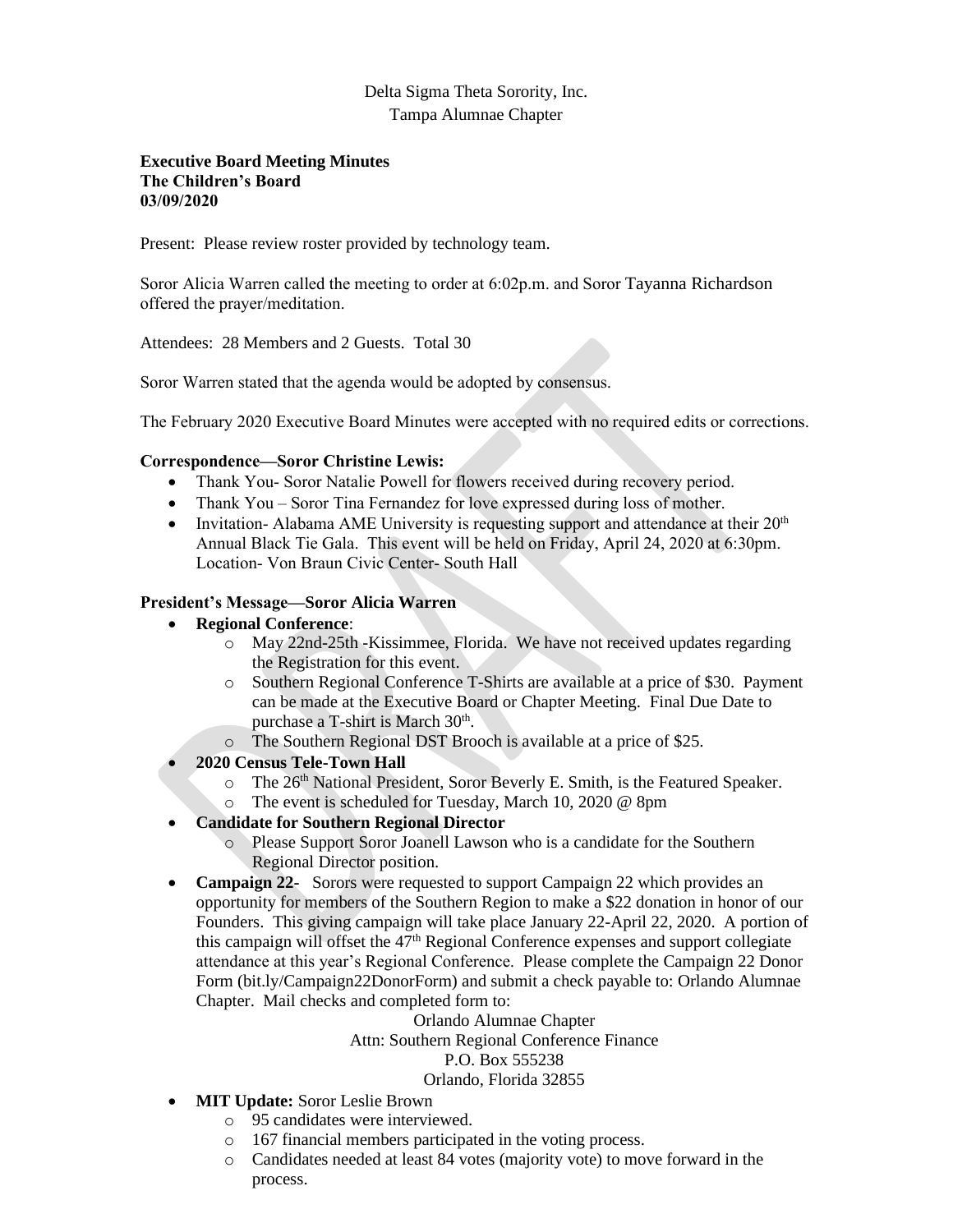Delta Sigma Theta Sorority, Inc.
Tampa Alumnae Chapter

**Executive Board Meeting Minutes**
**The Children's Board**
**03/09/2020**

Present: Please review roster provided by technology team.

Soror Alicia Warren called the meeting to order at 6:02p.m. and Soror Tayanna Richardson offered the prayer/meditation.

Attendees: 28 Members and 2 Guests. Total 30

Soror Warren stated that the agenda would be adopted by consensus.

The February 2020 Executive Board Minutes were accepted with no required edits or corrections.

**Correspondence—Soror Christine Lewis:**

- Thank You- Soror Natalie Powell for flowers received during recovery period.
- Thank You – Soror Tina Fernandez for love expressed during loss of mother.
- Invitation- Alabama AME University is requesting support and attendance at their 20th Annual Black Tie Gala. This event will be held on Friday, April 24, 2020 at 6:30pm. Location- Von Braun Civic Center- South Hall

**President's Message—Soror Alicia Warren**

- **Regional Conference**:
  - May 22nd-25th -Kissimmee, Florida. We have not received updates regarding the Registration for this event.
  - Southern Regional Conference T-Shirts are available at a price of $30. Payment can be made at the Executive Board or Chapter Meeting. Final Due Date to purchase a T-shirt is March 30th.
  - The Southern Regional DST Brooch is available at a price of $25.
- **2020 Census Tele-Town Hall**
  - The 26th National President, Soror Beverly E. Smith, is the Featured Speaker.
  - The event is scheduled for Tuesday, March 10, 2020 @ 8pm
- **Candidate for Southern Regional Director**
  - Please Support Soror Joanell Lawson who is a candidate for the Southern Regional Director position.
- **Campaign 22-** Sorors were requested to support Campaign 22 which provides an opportunity for members of the Southern Region to make a $22 donation in honor of our Founders. This giving campaign will take place January 22-April 22, 2020. A portion of this campaign will offset the 47th Regional Conference expenses and support collegiate attendance at this year's Regional Conference. Please complete the Campaign 22 Donor Form (bit.ly/Campaign22DonorForm) and submit a check payable to: Orlando Alumnae Chapter. Mail checks and completed form to:

  Orlando Alumnae Chapter
  Attn: Southern Regional Conference Finance
  P.O. Box 555238
  Orlando, Florida 32855

- **MIT Update:** Soror Leslie Brown
  - 95 candidates were interviewed.
  - 167 financial members participated in the voting process.
  - Candidates needed at least 84 votes (majority vote) to move forward in the process.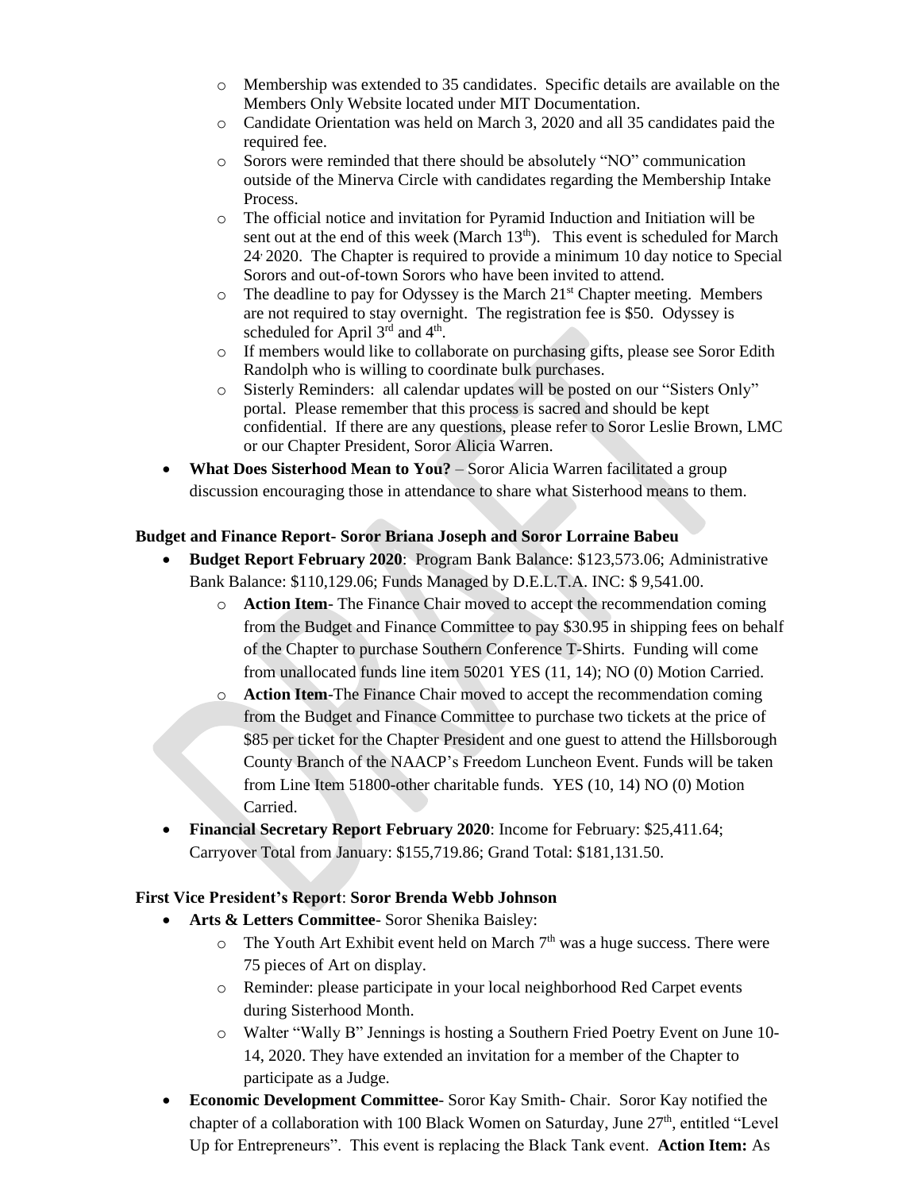- Membership was extended to 35 candidates. Specific details are available on the Members Only Website located under MIT Documentation.
  - Candidate Orientation was held on March 3, 2020 and all 35 candidates paid the required fee.
  - Sorors were reminded that there should be absolutely "NO" communication outside of the Minerva Circle with candidates regarding the Membership Intake Process.
  - The official notice and invitation for Pyramid Induction and Initiation will be sent out at the end of this week (March 13th). This event is scheduled for March 24, 2020. The Chapter is required to provide a minimum 10 day notice to Special Sorors and out-of-town Sorors who have been invited to attend.
  - The deadline to pay for Odyssey is the March 21st Chapter meeting. Members are not required to stay overnight. The registration fee is $50. Odyssey is scheduled for April 3rd and 4th.
  - If members would like to collaborate on purchasing gifts, please see Soror Edith Randolph who is willing to coordinate bulk purchases.
  - Sisterly Reminders: all calendar updates will be posted on our "Sisters Only" portal. Please remember that this process is sacred and should be kept confidential. If there are any questions, please refer to Soror Leslie Brown, LMC or our Chapter President, Soror Alicia Warren.
- **What Does Sisterhood Mean to You?** – Soror Alicia Warren facilitated a group discussion encouraging those in attendance to share what Sisterhood means to them.

**Budget and Finance Report- Soror Briana Joseph and Soror Lorraine Babeu**

- **Budget Report February 2020**: Program Bank Balance: $123,573.06; Administrative Bank Balance: $110,129.06; Funds Managed by D.E.L.T.A. INC: $ 9,541.00.
  - **Action Item**- The Finance Chair moved to accept the recommendation coming from the Budget and Finance Committee to pay $30.95 in shipping fees on behalf of the Chapter to purchase Southern Conference T-Shirts. Funding will come from unallocated funds line item 50201 YES (11, 14); NO (0) Motion Carried.
  - **Action Item**-The Finance Chair moved to accept the recommendation coming from the Budget and Finance Committee to purchase two tickets at the price of $85 per ticket for the Chapter President and one guest to attend the Hillsborough County Branch of the NAACP's Freedom Luncheon Event. Funds will be taken from Line Item 51800-other charitable funds. YES (10, 14) NO (0) Motion Carried.
- **Financial Secretary Report February 2020**: Income for February: $25,411.64; Carryover Total from January: $155,719.86; Grand Total: $181,131.50.

**First Vice President's Report**: **Soror Brenda Webb Johnson**

- **Arts & Letters Committee**- Soror Shenika Baisley:
  - The Youth Art Exhibit event held on March 7th was a huge success. There were 75 pieces of Art on display.
  - Reminder: please participate in your local neighborhood Red Carpet events during Sisterhood Month.
  - Walter "Wally B" Jennings is hosting a Southern Fried Poetry Event on June 10-14, 2020. They have extended an invitation for a member of the Chapter to participate as a Judge.
- **Economic Development Committee**- Soror Kay Smith- Chair. Soror Kay notified the chapter of a collaboration with 100 Black Women on Saturday, June 27th, entitled "Level Up for Entrepreneurs". This event is replacing the Black Tank event. **Action Item:** As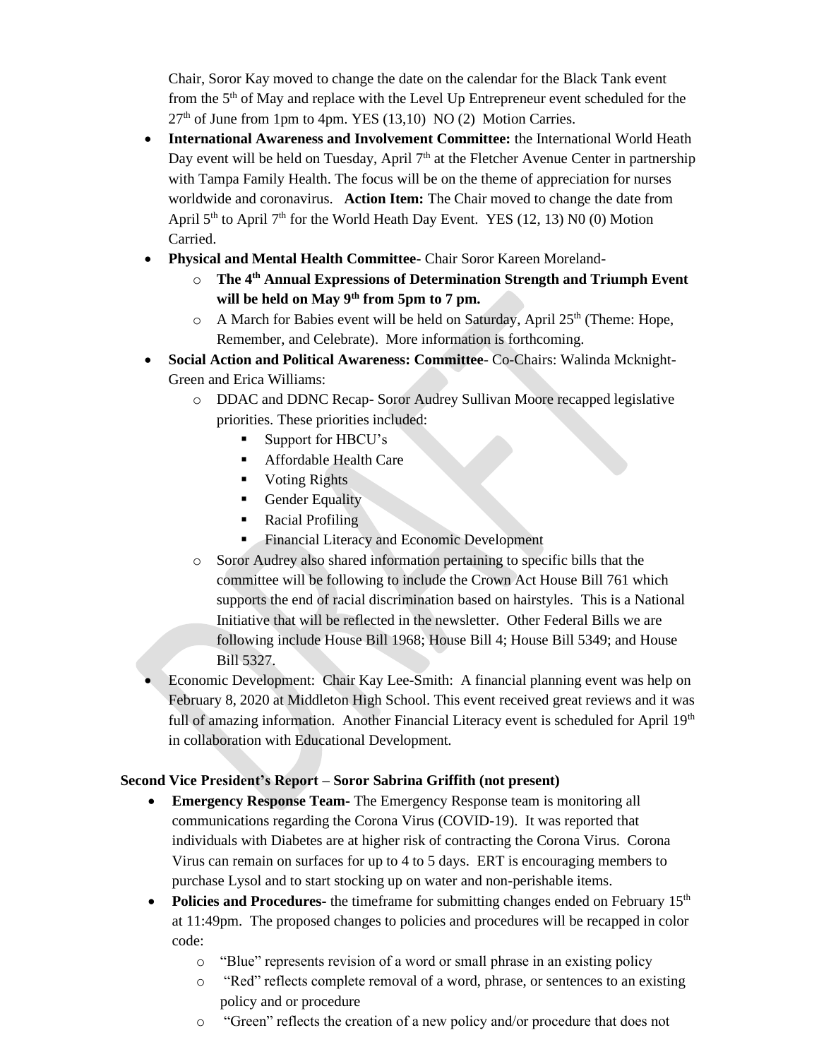Chair, Soror Kay moved to change the date on the calendar for the Black Tank event from the 5th of May and replace with the Level Up Entrepreneur event scheduled for the 27th of June from 1pm to 4pm. YES (13,10) NO (2) Motion Carries.

- **International Awareness and Involvement Committee:** the International World Heath Day event will be held on Tuesday, April 7th at the Fletcher Avenue Center in partnership with Tampa Family Health. The focus will be on the theme of appreciation for nurses worldwide and coronavirus. **Action Item:** The Chair moved to change the date from April 5th to April 7th for the World Heath Day Event. YES (12, 13) N0 (0) Motion Carried.
- **Physical and Mental Health Committee-** Chair Soror Kareen Moreland-
  - **The 4th Annual Expressions of Determination Strength and Triumph Event will be held on May 9th from 5pm to 7 pm.**
  - A March for Babies event will be held on Saturday, April 25th (Theme: Hope, Remember, and Celebrate). More information is forthcoming.
- **Social Action and Political Awareness: Committee-** Co-Chairs: Walinda Mcknight-Green and Erica Williams:
  - DDAC and DDNC Recap- Soror Audrey Sullivan Moore recapped legislative priorities. These priorities included:
    - Support for HBCU's
    - Affordable Health Care
    - Voting Rights
    - Gender Equality
    - Racial Profiling
    - Financial Literacy and Economic Development
  - Soror Audrey also shared information pertaining to specific bills that the committee will be following to include the Crown Act House Bill 761 which supports the end of racial discrimination based on hairstyles. This is a National Initiative that will be reflected in the newsletter. Other Federal Bills we are following include House Bill 1968; House Bill 4; House Bill 5349; and House Bill 5327.
- Economic Development: Chair Kay Lee-Smith: A financial planning event was help on February 8, 2020 at Middleton High School. This event received great reviews and it was full of amazing information. Another Financial Literacy event is scheduled for April 19th in collaboration with Educational Development.

**Second Vice President's Report – Soror Sabrina Griffith (not present)**

- **Emergency Response Team-** The Emergency Response team is monitoring all communications regarding the Corona Virus (COVID-19). It was reported that individuals with Diabetes are at higher risk of contracting the Corona Virus. Corona Virus can remain on surfaces for up to 4 to 5 days. ERT is encouraging members to purchase Lysol and to start stocking up on water and non-perishable items.
- **Policies and Procedures-** the timeframe for submitting changes ended on February 15th at 11:49pm. The proposed changes to policies and procedures will be recapped in color code:
  - "Blue" represents revision of a word or small phrase in an existing policy
  - "Red" reflects complete removal of a word, phrase, or sentences to an existing policy and or procedure
  - "Green" reflects the creation of a new policy and/or procedure that does not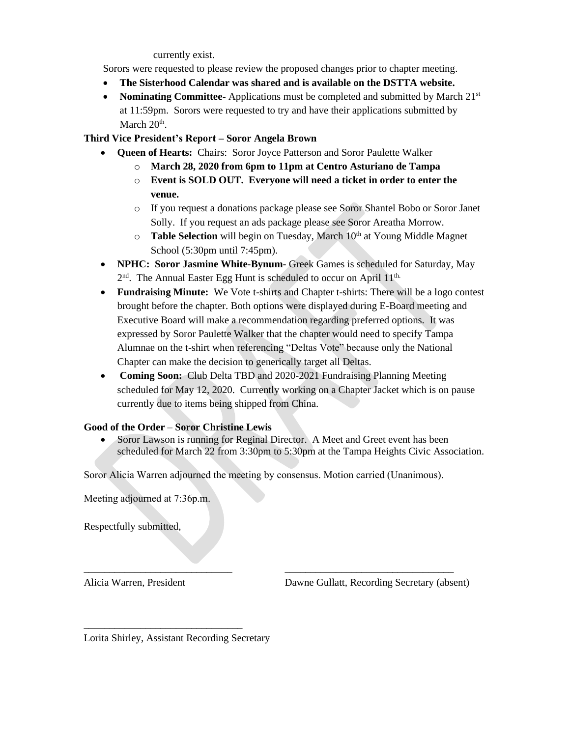currently exist.

Sorors were requested to please review the proposed changes prior to chapter meeting.

- **The Sisterhood Calendar was shared and is available on the DSTTA website.**
- **Nominating Committee-** Applications must be completed and submitted by March 21st at 11:59pm. Sorors were requested to try and have their applications submitted by March 20th.

**Third Vice President's Report – Soror Angela Brown**

- **Queen of Hearts:** Chairs: Soror Joyce Patterson and Soror Paulette Walker
  - **March 28, 2020 from 6pm to 11pm at Centro Asturiano de Tampa**
  - **Event is SOLD OUT. Everyone will need a ticket in order to enter the venue.**
  - If you request a donations package please see Soror Shantel Bobo or Soror Janet Solly. If you request an ads package please see Soror Areatha Morrow.
  - **Table Selection** will begin on Tuesday, March 10th at Young Middle Magnet School (5:30pm until 7:45pm).
- **NPHC: Soror Jasmine White-Bynum-** Greek Games is scheduled for Saturday, May 2nd. The Annual Easter Egg Hunt is scheduled to occur on April 11th.
- **Fundraising Minute:** We Vote t-shirts and Chapter t-shirts: There will be a logo contest brought before the chapter. Both options were displayed during E-Board meeting and Executive Board will make a recommendation regarding preferred options. It was expressed by Soror Paulette Walker that the chapter would need to specify Tampa Alumnae on the t-shirt when referencing "Deltas Vote" because only the National Chapter can make the decision to generically target all Deltas.
- **Coming Soon:** Club Delta TBD and 2020-2021 Fundraising Planning Meeting scheduled for May 12, 2020. Currently working on a Chapter Jacket which is on pause currently due to items being shipped from China.

**Good of the Order – Soror Christine Lewis**

- Soror Lawson is running for Reginal Director. A Meet and Greet event has been scheduled for March 22 from 3:30pm to 5:30pm at the Tampa Heights Civic Association.

Soror Alicia Warren adjourned the meeting by consensus. Motion carried (Unanimous).

Meeting adjourned at 7:36p.m.

Respectfully submitted,

\_\_\_\_\_\_\_\_\_\_\_\_\_\_\_\_\_\_\_\_\_\_\_\_\_\_\_\_\_\_ \_\_\_\_\_\_\_\_\_\_\_\_\_\_\_\_\_\_\_\_\_\_\_\_\_\_\_\_\_\_\_\_\_\_

Alicia Warren, President Dawne Gullatt, Recording Secretary (absent)

\_\_\_\_\_\_\_\_\_\_\_\_\_\_\_\_\_\_\_\_\_\_\_\_\_\_\_\_\_\_\_

Lorita Shirley, Assistant Recording Secretary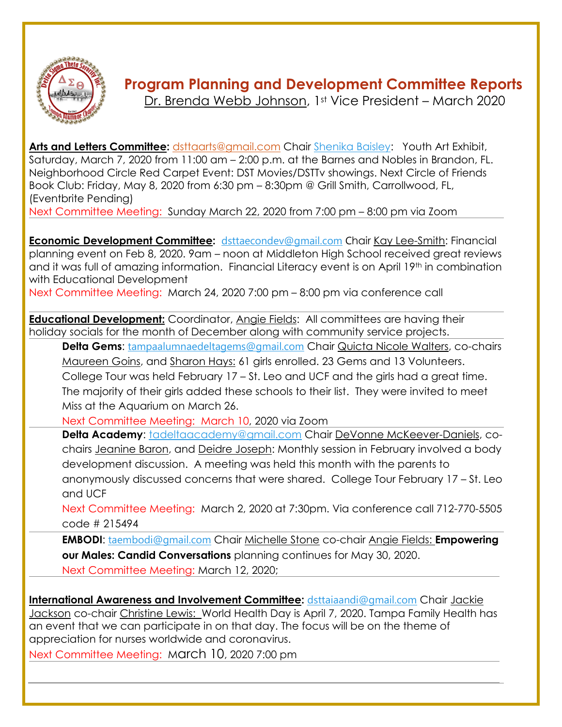# Program Planning and Development Committee Reports

Dr. Brenda Webb Johnson, 1st Vice President – March 2020

**Arts and Letters Committee:** dsttaarts@gmail.com Chair Shenika Baisley: Youth Art Exhibit, Saturday, March 7, 2020 from 11:00 am – 2:00 p.m. at the Barnes and Nobles in Brandon, FL. Neighborhood Circle Red Carpet Event: DST Movies/DSTTv showings. Next Circle of Friends Book Club: Friday, May 8, 2020 from 6:30 pm – 8:30pm @ Grill Smith, Carrollwood, FL, (Eventbrite Pending)

Next Committee Meeting: Sunday March 22, 2020 from 7:00 pm – 8:00 pm via Zoom

---

**Economic Development Committee:** dsttaecondev@gmail.com Chair Kay Lee-Smith: Financial planning event on Feb 8, 2020. 9am – noon at Middleton High School received great reviews and it was full of amazing information. Financial Literacy event is on April 19th in combination with Educational Development

Next Committee Meeting: March 24, 2020 7:00 pm – 8:00 pm via conference call

---

**Educational Development:** Coordinator, Angie Fields: All committees are having their holiday socials for the month of December along with community service projects.

**Delta Gems**: tampaalumnaedeltagems@gmail.com Chair Quicta Nicole Walters, co-chairs Maureen Goins, and Sharon Hays: 61 girls enrolled. 23 Gems and 13 Volunteers. College Tour was held February 17 – St. Leo and UCF and the girls had a great time. The majority of their girls added these schools to their list. They were invited to meet Miss at the Aquarium on March 26.

Next Committee Meeting: March 10, 2020 via Zoom

**Delta Academy**: tadeltaacademy@gmail.com Chair DeVonne McKeever-Daniels, co-chairs Jeanine Baron, and Deidre Joseph: Monthly session in February involved a body development discussion. A meeting was held this month with the parents to anonymously discussed concerns that were shared. College Tour February 17 – St. Leo and UCF

Next Committee Meeting: March 2, 2020 at 7:30pm. Via conference call 712-770-5505 code # 215494

**EMBODI**: taembodi@gmail.com Chair Michelle Stone co-chair Angie Fields: **Empowering our Males: Candid Conversations** planning continues for May 30, 2020.

Next Committee Meeting: March 12, 2020;

---

**International Awareness and Involvement Committee:** dsttaiaandi@gmail.com Chair Jackie Jackson co-chair Christine Lewis: World Health Day is April 7, 2020. Tampa Family Health has an event that we can participate in on that day. The focus will be on the theme of appreciation for nurses worldwide and coronavirus.

Next Committee Meeting: March 10, 2020 7:00 pm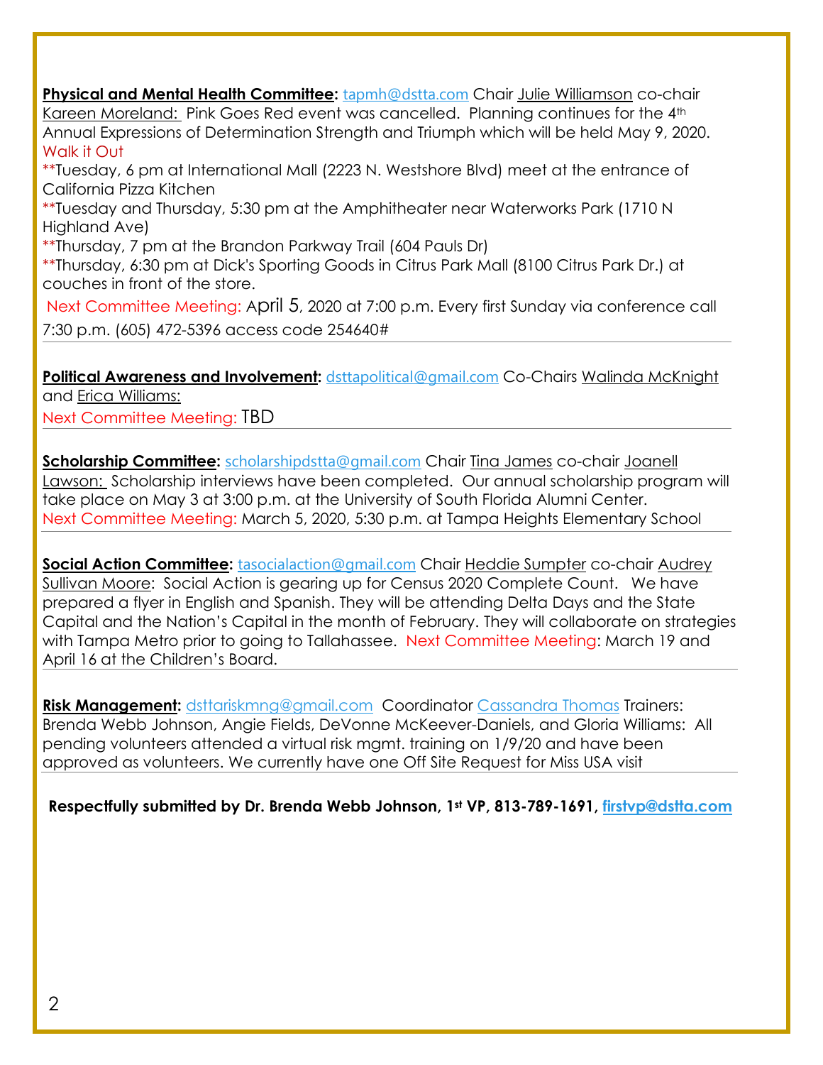**Physical and Mental Health Committee:** tapmh@dstta.com Chair Julie Williamson co-chair Kareen Moreland: Pink Goes Red event was cancelled. Planning continues for the 4th Annual Expressions of Determination Strength and Triumph which will be held May 9, 2020.

Walk it Out

**Tuesday, 6 pm at International Mall (2223 N. Westshore Blvd) meet at the entrance of California Pizza Kitchen

**Tuesday and Thursday, 5:30 pm at the Amphitheater near Waterworks Park (1710 N Highland Ave)

**Thursday, 7 pm at the Brandon Parkway Trail (604 Pauls Dr)

**Thursday, 6:30 pm at Dick's Sporting Goods in Citrus Park Mall (8100 Citrus Park Dr.) at couches in front of the store.

Next Committee Meeting: April 5, 2020 at 7:00 p.m. Every first Sunday via conference call 7:30 p.m. (605) 472-5396 access code 254640#

---

**Political Awareness and Involvement:** dsttapolitical@gmail.com Co-Chairs Walinda McKnight and Erica Williams:

Next Committee Meeting: TBD

---

**Scholarship Committee:** scholarshipdstta@gmail.com Chair Tina James co-chair Joanell Lawson: Scholarship interviews have been completed. Our annual scholarship program will take place on May 3 at 3:00 p.m. at the University of South Florida Alumni Center.

Next Committee Meeting: March 5, 2020, 5:30 p.m. at Tampa Heights Elementary School

---

**Social Action Committee:** tasocialaction@gmail.com Chair Heddie Sumpter co-chair Audrey Sullivan Moore: Social Action is gearing up for Census 2020 Complete Count. We have prepared a flyer in English and Spanish. They will be attending Delta Days and the State Capital and the Nation's Capital in the month of February. They will collaborate on strategies with Tampa Metro prior to going to Tallahassee. Next Committee Meeting: March 19 and April 16 at the Children's Board.

---

**Risk Management:** dsttariskmng@gmail.com Coordinator Cassandra Thomas Trainers: Brenda Webb Johnson, Angie Fields, DeVonne McKeever-Daniels, and Gloria Williams: All pending volunteers attended a virtual risk mgmt. training on 1/9/20 and have been approved as volunteers. We currently have one Off Site Request for Miss USA visit

---

**Respectfully submitted by Dr. Brenda Webb Johnson, 1st VP, 813-789-1691, firstvp@dstta.com**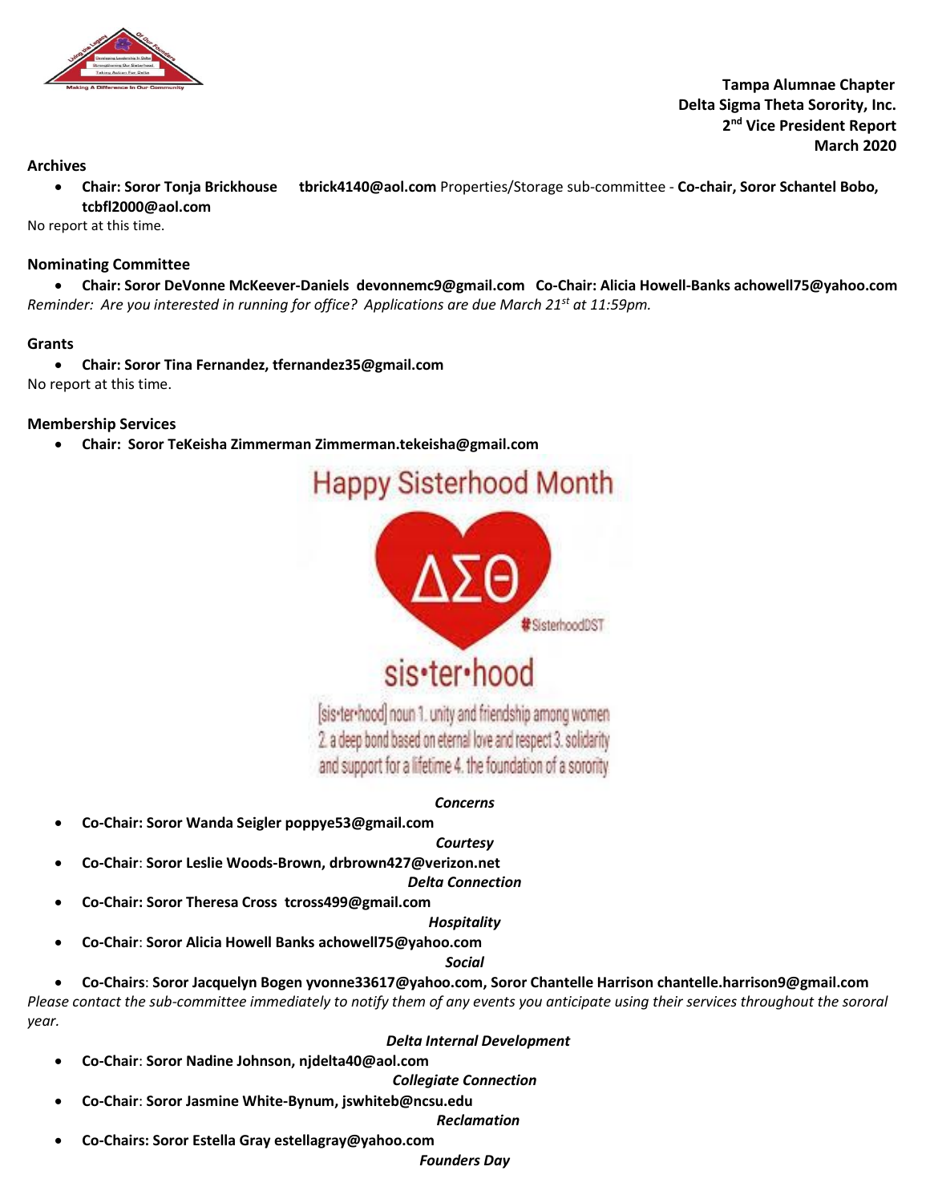**Tampa Alumnae Chapter**
**Delta Sigma Theta Sorority, Inc.**
**2nd Vice President Report**
**March 2020**

**Archives**

- **Chair: Soror Tonja Brickhouse tbrick4140@aol.com** Properties/Storage sub-committee - **Co-chair, Soror Schantel Bobo, tcbfl2000@aol.com**

No report at this time.

**Nominating Committee**

- **Chair: Soror DeVonne McKeever-Daniels devonnemc9@gmail.com Co-Chair: Alicia Howell-Banks achowell75@yahoo.com**

*Reminder: Are you interested in running for office? Applications are due March 21st at 11:59pm.*

**Grants**

- **Chair: Soror Tina Fernandez, tfernandez35@gmail.com**

No report at this time.

**Membership Services**

- **Chair: Soror TeKeisha Zimmerman Zimmerman.tekeisha@gmail.com**

Happy Sisterhood Month

ΔΣΘ

#SisterhoodDST

sis•ter•hood

[sis•ter•hood] noun 1. unity and friendship among women 2. a deep bond based on eternal love and respect 3. solidarity and support for a lifetime 4. the foundation of a sorority

***Concerns***

- **Co-Chair: Soror Wanda Seigler poppye53@gmail.com**

***Courtesy***

- **Co-Chair: Soror Leslie Woods-Brown, drbrown427@verizon.net**

***Delta Connection***

- **Co-Chair: Soror Theresa Cross tcross499@gmail.com**

***Hospitality***

- **Co-Chair: Soror Alicia Howell Banks achowell75@yahoo.com**

***Social***

- **Co-Chairs: Soror Jacquelyn Bogen yvonne33617@yahoo.com, Soror Chantelle Harrison chantelle.harrison9@gmail.com**

*Please contact the sub-committee immediately to notify them of any events you anticipate using their services throughout the sororal year.*

***Delta Internal Development***

- **Co-Chair: Soror Nadine Johnson, njdelta40@aol.com**

***Collegiate Connection***

- **Co-Chair: Soror Jasmine White-Bynum, jswhiteb@ncsu.edu**

***Reclamation***

- **Co-Chairs: Soror Estella Gray estellagray@yahoo.com**

***Founders Day***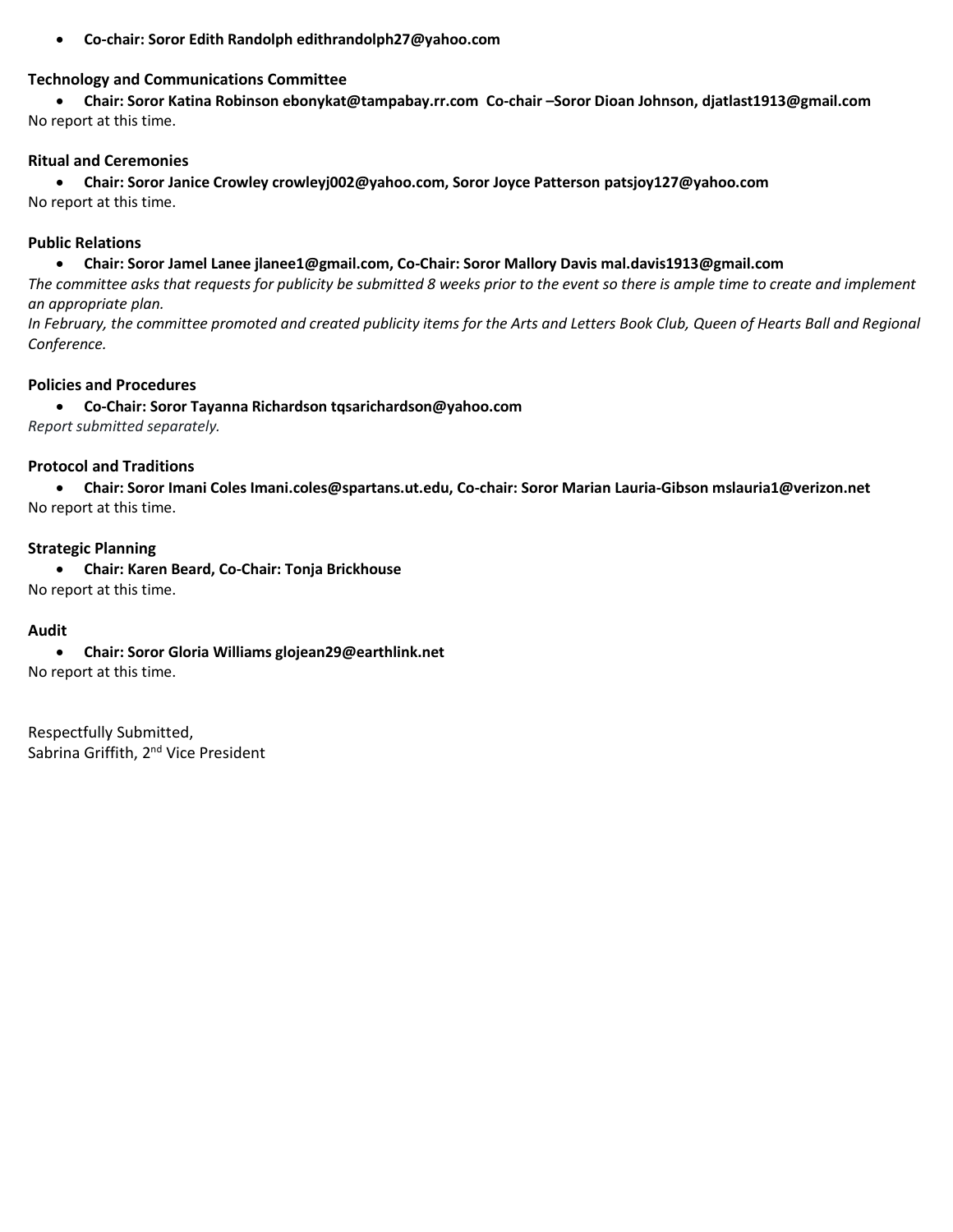- **Co-chair: Soror Edith Randolph edithrandolph27@yahoo.com**

**Technology and Communications Committee**

- **Chair: Soror Katina Robinson ebonykat@tampabay.rr.com Co-chair –Soror Dioan Johnson, djatlast1913@gmail.com**

No report at this time.

**Ritual and Ceremonies**

- **Chair: Soror Janice Crowley crowleyj002@yahoo.com, Soror Joyce Patterson patsjoy127@yahoo.com**

No report at this time.

**Public Relations**

- **Chair: Soror Jamel Lanee jlanee1@gmail.com, Co-Chair: Soror Mallory Davis mal.davis1913@gmail.com**

*The committee asks that requests for publicity be submitted 8 weeks prior to the event so there is ample time to create and implement an appropriate plan.*

*In February, the committee promoted and created publicity items for the Arts and Letters Book Club, Queen of Hearts Ball and Regional Conference.*

**Policies and Procedures**

- **Co-Chair: Soror Tayanna Richardson tqsarichardson@yahoo.com**

*Report submitted separately.*

**Protocol and Traditions**

- **Chair: Soror Imani Coles Imani.coles@spartans.ut.edu, Co-chair: Soror Marian Lauria-Gibson mslauria1@verizon.net**

No report at this time.

**Strategic Planning**

- **Chair: Karen Beard, Co-Chair: Tonja Brickhouse**

No report at this time.

**Audit**

- **Chair: Soror Gloria Williams glojean29@earthlink.net**

No report at this time.

Respectfully Submitted,
Sabrina Griffith, 2nd Vice President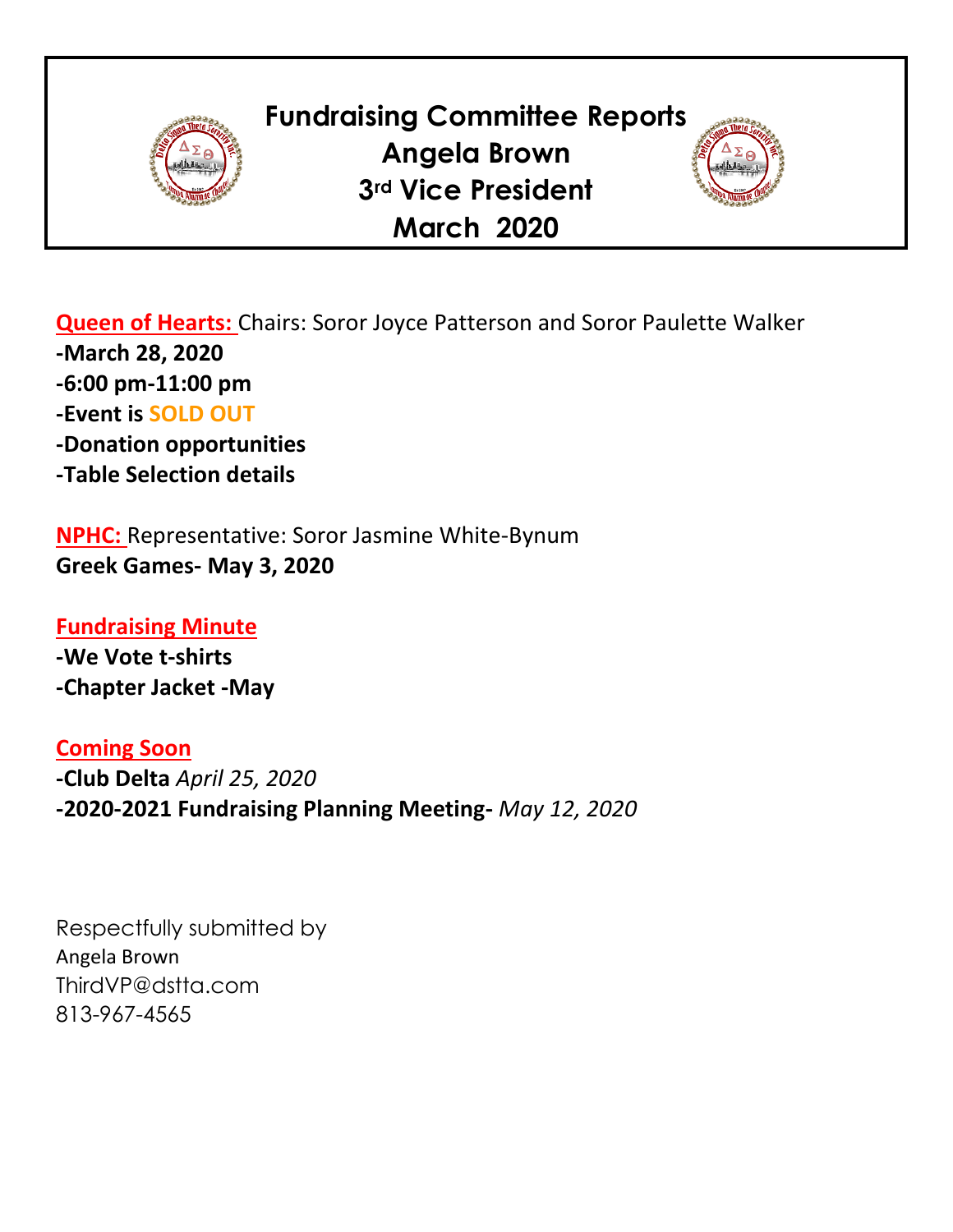# Fundraising Committee Reports
## Angela Brown
## 3rd Vice President
## March 2020

**Queen of Hearts:** Chairs: Soror Joyce Patterson and Soror Paulette Walker

**-March 28, 2020**
**-6:00 pm-11:00 pm**
**-Event is SOLD OUT**
**-Donation opportunities**
**-Table Selection details**

**NPHC:** Representative: Soror Jasmine White-Bynum

**Greek Games- May 3, 2020**

**Fundraising Minute**

**-We Vote t-shirts**
**-Chapter Jacket -May**

**Coming Soon**

**-Club Delta** *April 25, 2020*
**-2020-2021 Fundraising Planning Meeting-** *May 12, 2020*

Respectfully submitted by
Angela Brown
ThirdVP@dstta.com
813-967-4565